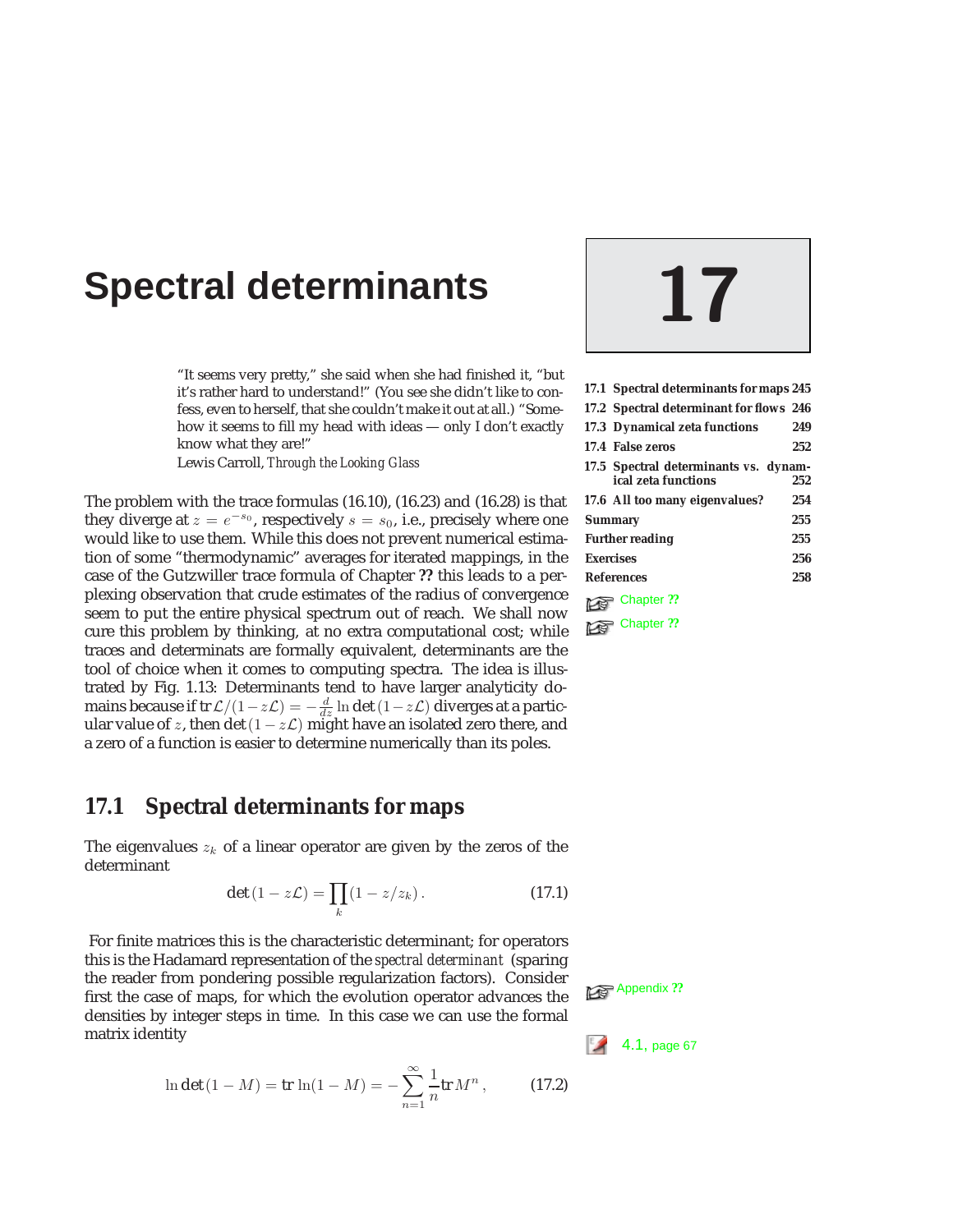# Spectral determinants

# 17

| | |
|---|---|
| **17.1 Spectral determinants for maps** | **245** |
| **17.2 Spectral determinant for flows** | **246** |
| **17.3 Dynamical zeta functions** | **249** |
| **17.4 False zeros** | **252** |
| **17.5 Spectral determinants vs. dynamical zeta functions** | **252** |
| **17.6 All too many eigenvalues?** | **254** |
| **Summary** | **255** |
| **Further reading** | **255** |
| **Exercises** | **256** |
| **References** | **258** |

"It seems very pretty," she said when she had finished it, "but it's rather hard to understand!" (You see she didn't like to confess, even to herself, that she couldn't make it out at all.) "Somehow it seems to fill my head with ideas — only I don't exactly know what they are!"
Lewis Carroll, *Through the Looking Glass*

The problem with the trace formulas (16.10), (16.23) and (16.28) is that they diverge at $z = e^{-s_0}$, respectively $s = s_0$, i.e., precisely where one would like to use them. While this does not prevent numerical estimation of some "thermodynamic" averages for iterated mappings, in the case of the Gutzwiller trace formula of Chapter **??** this leads to a perplexing observation that crude estimates of the radius of convergence seem to put the entire physical spectrum out of reach. We shall now cure this problem by thinking, at no extra computational cost; while traces and determinants are formally equivalent, determinants are the tool of choice when it comes to computing spectra. The idea is illustrated by Fig. 1.13: Determinants tend to have larger analyticity domains because if $\text{tr}\,\mathcal{L}/(1-z\mathcal{L}) = -\frac{d}{dz}\ln\det(1-z\mathcal{L})$ diverges at a particular value of $z$, then $\det(1-z\mathcal{L})$ might have an isolated zero there, and a zero of a function is easier to determine numerically than its poles.

Chapter **??**

Chapter **??**

## 17.1 Spectral determinants for maps

The eigenvalues $z_k$ of a linear operator are given by the zeros of the determinant

$$\det(1 - z\mathcal{L}) = \prod_k (1 - z/z_k)\,. \tag{17.1}$$

For finite matrices this is the characteristic determinant; for operators this is the Hadamard representation of the *spectral determinant* (sparing the reader from pondering possible regularization factors). Consider first the case of maps, for which the evolution operator advances the densities by integer steps in time. In this case we can use the formal matrix identity

Appendix **??**

4.1, page 67

$$\ln\det(1-M) = \text{tr}\,\ln(1-M) = -\sum_{n=1}^{\infty}\frac{1}{n}\text{tr}\,M^n\,, \tag{17.2}$$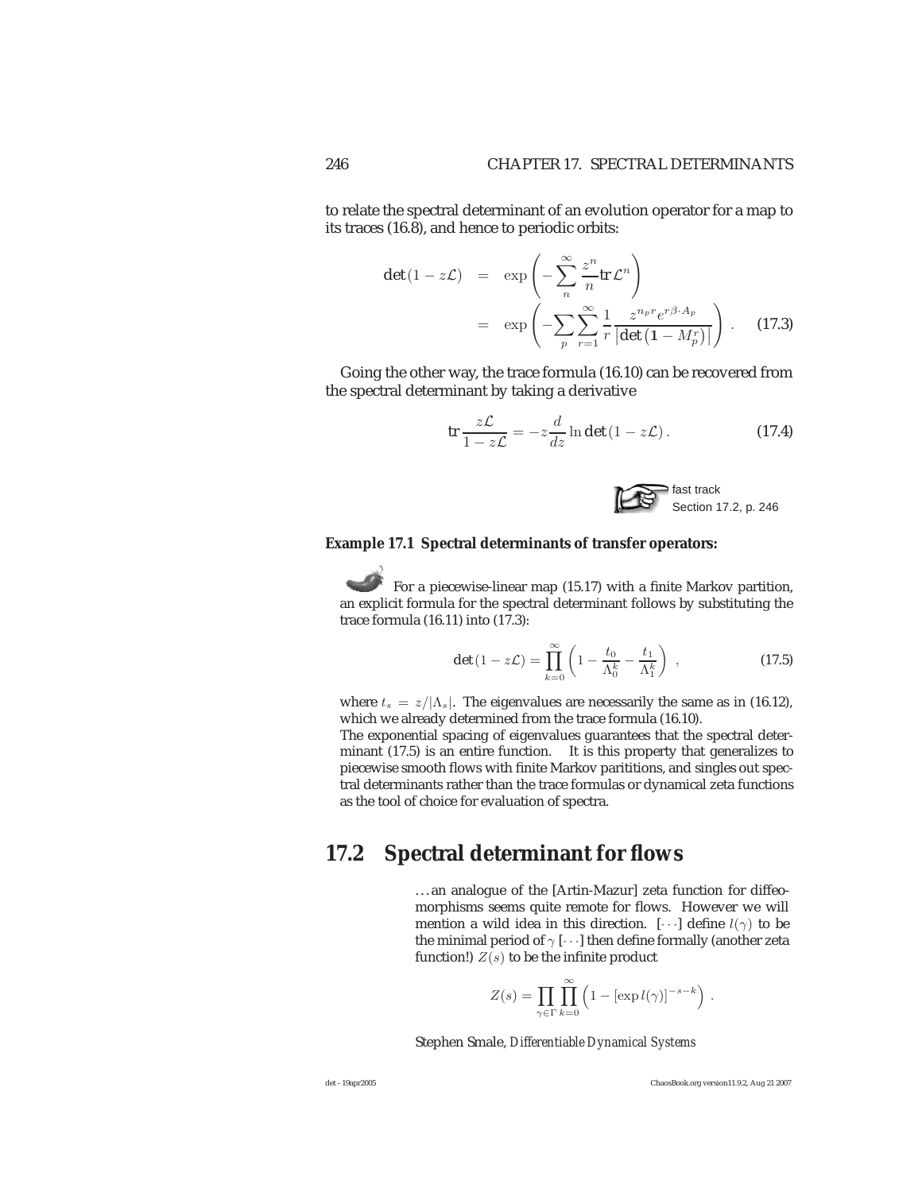to relate the spectral determinant of an evolution operator for a map to its traces (16.8), and hence to periodic orbits:

$$
\begin{aligned}
\det(1 - z\mathcal{L}) &= \exp\left( -\sum_{n}^{\infty} \frac{z^n}{n} \mathrm{tr}\,\mathcal{L}^n \right) \\
&= \exp\left( -\sum_{p} \sum_{r=1}^{\infty} \frac{1}{r} \frac{z^{n_p r} e^{r\beta \cdot A_p}}{\left|\det\left(\mathbf{1} - M_p^r\right)\right|} \right) . \qquad (17.3)
\end{aligned}
$$

Going the other way, the trace formula (16.10) can be recovered from the spectral determinant by taking a derivative

$$
\mathrm{tr}\,\frac{z\mathcal{L}}{1 - z\mathcal{L}} = -z \frac{d}{dz} \ln \det(1 - z\mathcal{L}) . \qquad (17.4)
$$

fast track
Section 17.2, p. 246

**Example 17.1 Spectral determinants of transfer operators:**

For a piecewise-linear map (15.17) with a finite Markov partition, an explicit formula for the spectral determinant follows by substituting the trace formula (16.11) into (17.3):

$$
\det(1 - z\mathcal{L}) = \prod_{k=0}^{\infty} \left( 1 - \frac{t_0}{\Lambda_0^k} - \frac{t_1}{\Lambda_1^k} \right) , \qquad (17.5)
$$

where $t_s = z/|\Lambda_s|$. The eigenvalues are necessarily the same as in (16.12), which we already determined from the trace formula (16.10).
The exponential spacing of eigenvalues guarantees that the spectral determinant (17.5) is an entire function. It is this property that generalizes to piecewise smooth flows with finite Markov parititions, and singles out spectral determinants rather than the trace formulas or dynamical zeta functions as the tool of choice for evaluation of spectra.

## 17.2 Spectral determinant for flows

> ...an analogue of the [Artin-Mazur] zeta function for diffeomorphisms seems quite remote for flows. However we will mention a wild idea in this direction. [$\cdots$] define $l(\gamma)$ to be the minimal period of $\gamma$ [$\cdots$] then define formally (another zeta function!) $Z(s)$ to be the infinite product
>
> $$Z(s) = \prod_{\gamma \in \Gamma} \prod_{k=0}^{\infty} \left( 1 - [\exp l(\gamma)]^{-s-k} \right) .$$
>
> Stephen Smale, *Differentiable Dynamical Systems*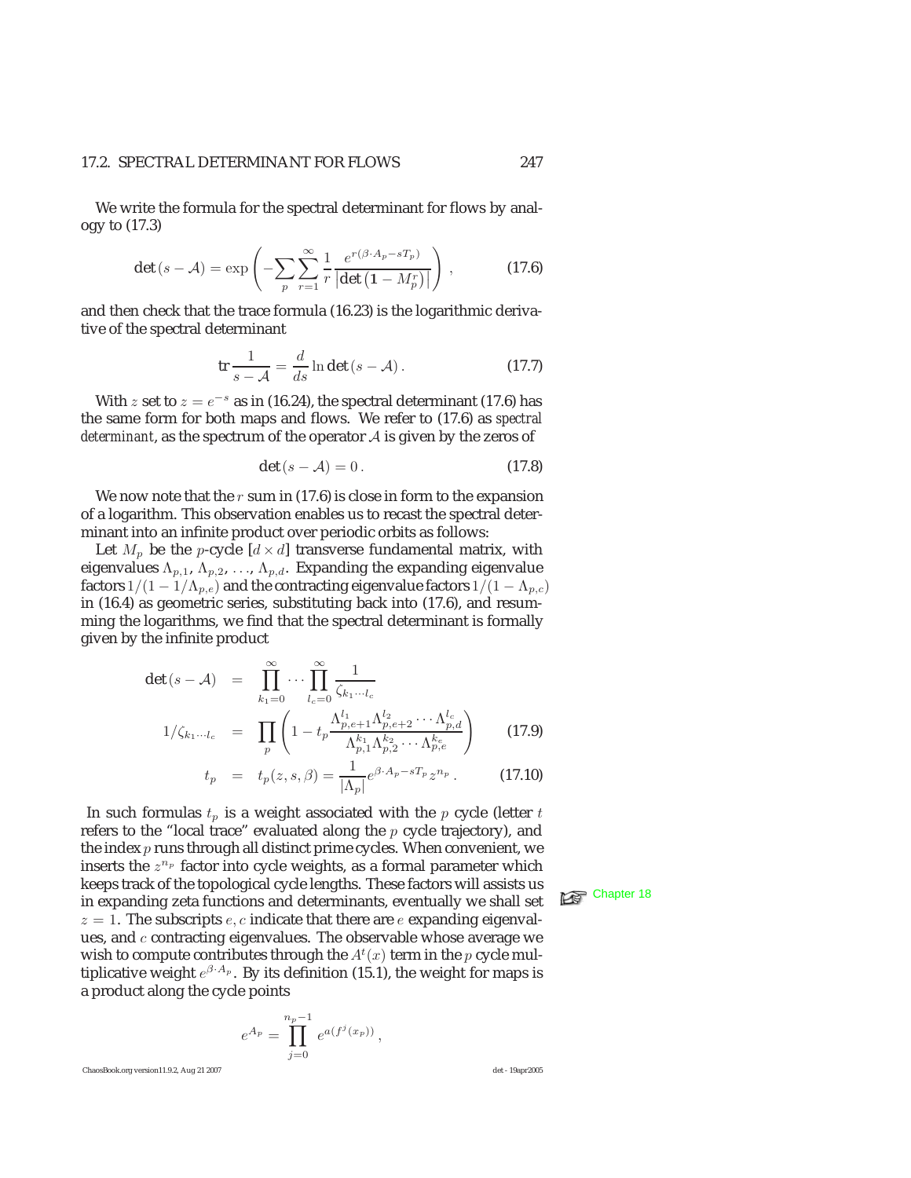We write the formula for the spectral determinant for flows by analogy to (17.3)

$$\det(s - \mathcal{A}) = \exp\left( - \sum_p \sum_{r=1}^{\infty} \frac{1}{r} \frac{e^{r(\beta \cdot A_p - sT_p)}}{\left|\det\left(\mathbf{1} - M_p^r\right)\right|} \right) , \tag{17.6}$$

and then check that the trace formula (16.23) is the logarithmic derivative of the spectral determinant

$$\mathrm{tr}\, \frac{1}{s - \mathcal{A}} = \frac{d}{ds} \ln \det(s - \mathcal{A}) . \tag{17.7}$$

With $z$ set to $z = e^{-s}$ as in (16.24), the spectral determinant (17.6) has the same form for both maps and flows. We refer to (17.6) as *spectral determinant*, as the spectrum of the operator $\mathcal{A}$ is given by the zeros of

$$\det(s - \mathcal{A}) = 0 . \tag{17.8}$$

We now note that the $r$ sum in (17.6) is close in form to the expansion of a logarithm. This observation enables us to recast the spectral determinant into an infinite product over periodic orbits as follows:

Let $M_p$ be the $p$-cycle $[d \times d]$ transverse fundamental matrix, with eigenvalues $\Lambda_{p,1}$, $\Lambda_{p,2}$, ..., $\Lambda_{p,d}$. Expanding the expanding eigenvalue factors $1/(1 - 1/\Lambda_{p,e})$ and the contracting eigenvalue factors $1/(1 - \Lambda_{p,c})$ in (16.4) as geometric series, substituting back into (17.6), and resumming the logarithms, we find that the spectral determinant is formally given by the infinite product

$$\begin{aligned}
\det(s - \mathcal{A}) &= \prod_{k_1=0}^{\infty} \cdots \prod_{l_c=0}^{\infty} \frac{1}{\zeta_{k_1 \cdots l_c}} \\
1/\zeta_{k_1 \cdots l_c} &= \prod_p \left( 1 - t_p \frac{\Lambda_{p,e+1}^{l_1} \Lambda_{p,e+2}^{l_2} \cdots \Lambda_{p,d}^{l_c}}{\Lambda_{p,1}^{k_1} \Lambda_{p,2}^{k_2} \cdots \Lambda_{p,e}^{k_e}} \right) & (17.9) \\
t_p &= t_p(z, s, \beta) = \frac{1}{|\Lambda_p|} e^{\beta \cdot A_p - sT_p} z^{n_p} . & (17.10)
\end{aligned}$$

In such formulas $t_p$ is a weight associated with the $p$ cycle (letter $t$ refers to the "local trace" evaluated along the $p$ cycle trajectory), and the index $p$ runs through all distinct prime cycles. When convenient, we inserts the $z^{n_p}$ factor into cycle weights, as a formal parameter which keeps track of the topological cycle lengths. These factors will assists us in expanding zeta functions and determinants, eventually we shall set $z = 1$. The subscripts $e, c$ indicate that there are $e$ expanding eigenvalues, and $c$ contracting eigenvalues. The observable whose average we wish to compute contributes through the $A^t(x)$ term in the $p$ cycle multiplicative weight $e^{\beta \cdot A_p}$. By its definition (15.1), the weight for maps is a product along the cycle points

Chapter 18

$$e^{A_p} = \prod_{j=0}^{n_p - 1} e^{a(f^j(x_p))} ,$$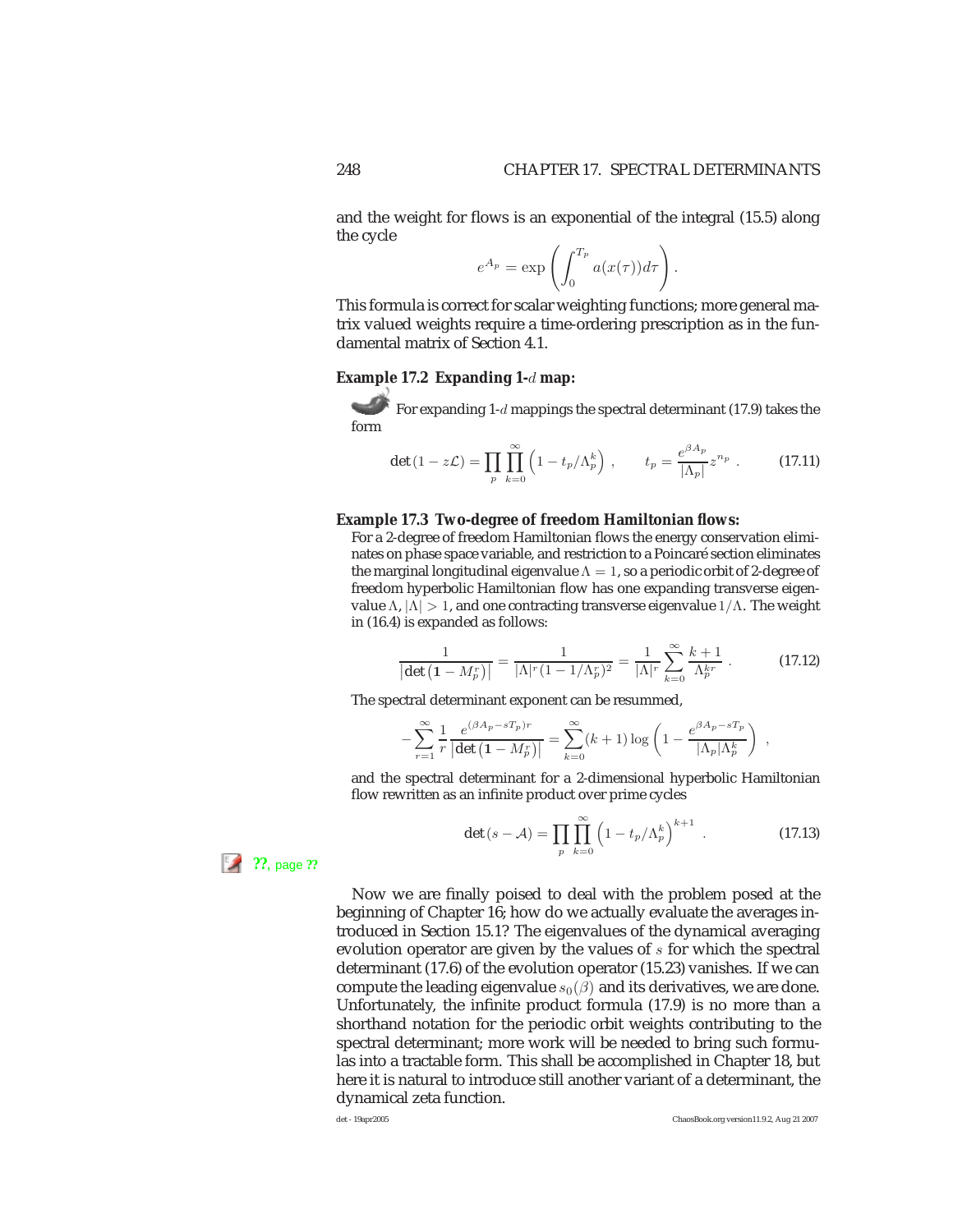and the weight for flows is an exponential of the integral (15.5) along the cycle

$$e^{A_p} = \exp\left(\int_0^{T_p} a(x(\tau))d\tau\right).$$

This formula is correct for scalar weighting functions; more general matrix valued weights require a time-ordering prescription as in the fundamental matrix of Section 4.1.

**Example 17.2 Expanding 1-$d$ map:**

For expanding 1-$d$ mappings the spectral determinant (17.9) takes the form

$$\det(1 - z\mathcal{L}) = \prod_p \prod_{k=0}^{\infty}\left(1 - t_p/\Lambda_p^k\right) , \qquad t_p = \frac{e^{\beta A_p}}{|\Lambda_p|} z^{n_p} . \tag{17.11}$$

**Example 17.3 Two-degree of freedom Hamiltonian flows:**

For a 2-degree of freedom Hamiltonian flows the energy conservation eliminates on phase space variable, and restriction to a Poincaré section eliminates the marginal longitudinal eigenvalue $\Lambda = 1$, so a periodic orbit of 2-degree of freedom hyperbolic Hamiltonian flow has one expanding transverse eigenvalue $\Lambda$, $|\Lambda| > 1$, and one contracting transverse eigenvalue $1/\Lambda$. The weight in (16.4) is expanded as follows:

$$\frac{1}{\left|\det\left(\mathbf{1} - M_p^r\right)\right|} = \frac{1}{|\Lambda|^r(1 - 1/\Lambda_p^r)^2} = \frac{1}{|\Lambda|^r}\sum_{k=0}^{\infty}\frac{k+1}{\Lambda_p^{kr}} . \tag{17.12}$$

The spectral determinant exponent can be resummed,

$$-\sum_{r=1}^{\infty}\frac{1}{r}\frac{e^{(\beta A_p - sT_p)r}}{\left|\det\left(\mathbf{1} - M_p^r\right)\right|} = \sum_{k=0}^{\infty}(k+1)\log\left(1 - \frac{e^{\beta A_p - sT_p}}{|\Lambda_p|\Lambda_p^k}\right) ,$$

and the spectral determinant for a 2-dimensional hyperbolic Hamiltonian flow rewritten as an infinite product over prime cycles

$$\det(s - \mathcal{A}) = \prod_p \prod_{k=0}^{\infty}\left(1 - t_p/\Lambda_p^k\right)^{k+1} . \tag{17.13}$$

??, page ??

Now we are finally poised to deal with the problem posed at the beginning of Chapter 16; how do we actually evaluate the averages introduced in Section 15.1? The eigenvalues of the dynamical averaging evolution operator are given by the values of $s$ for which the spectral determinant (17.6) of the evolution operator (15.23) vanishes. If we can compute the leading eigenvalue $s_0(\beta)$ and its derivatives, we are done. Unfortunately, the infinite product formula (17.9) is no more than a shorthand notation for the periodic orbit weights contributing to the spectral determinant; more work will be needed to bring such formulas into a tractable form. This shall be accomplished in Chapter 18, but here it is natural to introduce still another variant of a determinant, the dynamical zeta function.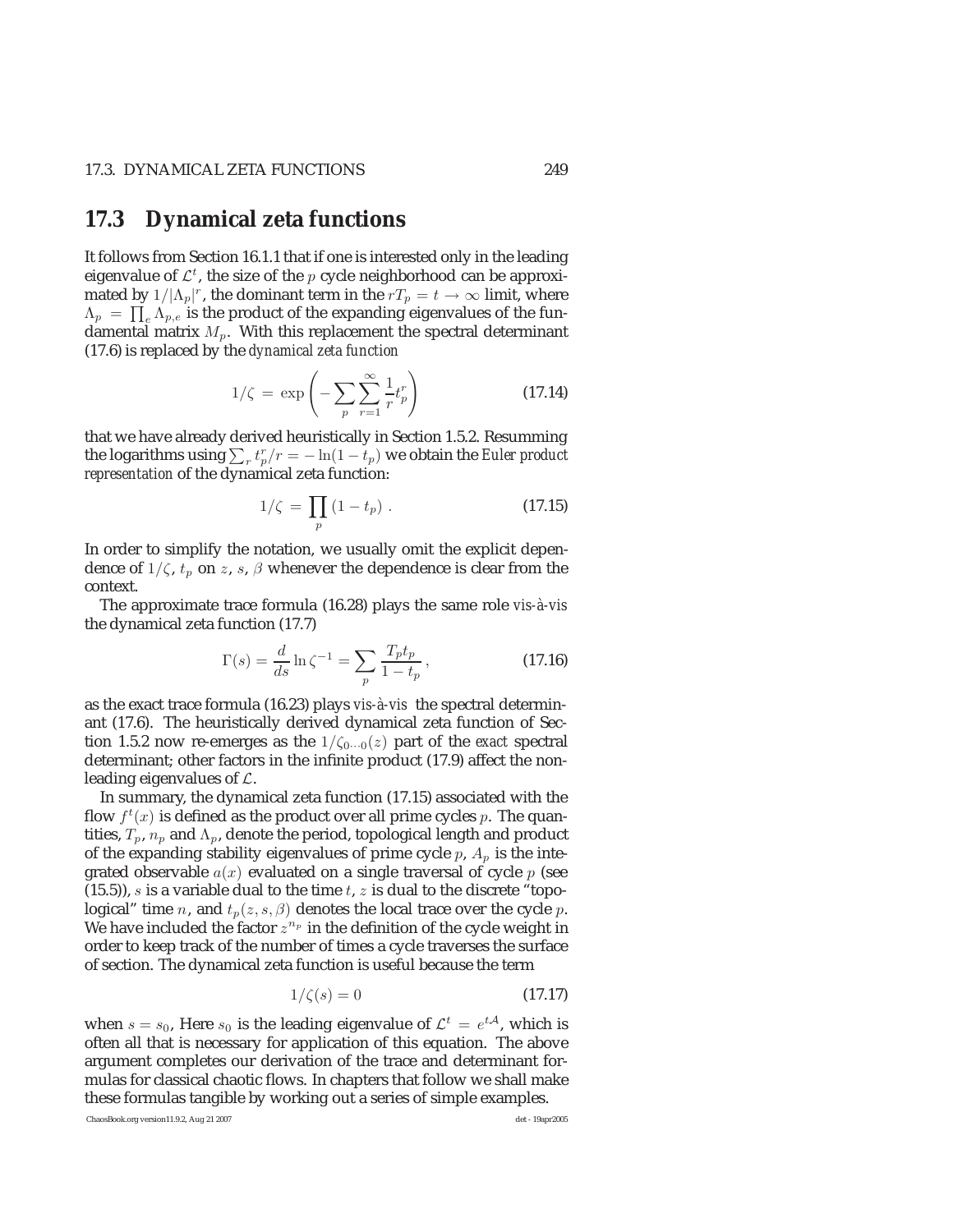## 17.3 Dynamical zeta functions

It follows from Section 16.1.1 that if one is interested only in the leading eigenvalue of $\mathcal{L}^t$, the size of the $p$ cycle neighborhood can be approximated by $1/|\Lambda_p|^r$, the dominant term in the $rT_p = t \to \infty$ limit, where $\Lambda_p = \prod_e \Lambda_{p,e}$ is the product of the expanding eigenvalues of the fundamental matrix $M_p$. With this replacement the spectral determinant (17.6) is replaced by the *dynamical zeta function*

$$1/\zeta \,=\, \exp\left( - \sum_p \sum_{r=1}^{\infty} \frac{1}{r} t_p^r \right) \tag{17.14}$$

that we have already derived heuristically in Section 1.5.2. Resumming the logarithms using $\sum_r t_p^r/r = -\ln(1-t_p)$ we obtain the *Euler product representation* of the dynamical zeta function:

$$1/\zeta \,=\, \prod_p (1 - t_p) \ . \tag{17.15}$$

In order to simplify the notation, we usually omit the explicit dependence of $1/\zeta$, $t_p$ on $z$, $s$, $\beta$ whenever the dependence is clear from the context.

The approximate trace formula (16.28) plays the same role *vis-à-vis* the dynamical zeta function (17.7)

$$\Gamma(s) = \frac{d}{ds} \ln \zeta^{-1} = \sum_p \frac{T_p t_p}{1 - t_p} \,, \tag{17.16}$$

as the exact trace formula (16.23) plays *vis-à-vis* the spectral determinant (17.6). The heuristically derived dynamical zeta function of Section 1.5.2 now re-emerges as the $1/\zeta_{0\cdots 0}(z)$ part of the *exact* spectral determinant; other factors in the infinite product (17.9) affect the non-leading eigenvalues of $\mathcal{L}$.

In summary, the dynamical zeta function (17.15) associated with the flow $f^t(x)$ is defined as the product over all prime cycles $p$. The quantities, $T_p$, $n_p$ and $\Lambda_p$, denote the period, topological length and product of the expanding stability eigenvalues of prime cycle $p$, $A_p$ is the integrated observable $a(x)$ evaluated on a single traversal of cycle $p$ (see (15.5)), $s$ is a variable dual to the time $t$, $z$ is dual to the discrete "topological" time $n$, and $t_p(z, s, \beta)$ denotes the local trace over the cycle $p$. We have included the factor $z^{n_p}$ in the definition of the cycle weight in order to keep track of the number of times a cycle traverses the surface of section. The dynamical zeta function is useful because the term

$$1/\zeta(s) = 0 \tag{17.17}$$

when $s = s_0$, Here $s_0$ is the leading eigenvalue of $\mathcal{L}^t = e^{t\mathcal{A}}$, which is often all that is necessary for application of this equation. The above argument completes our derivation of the trace and determinant formulas for classical chaotic flows. In chapters that follow we shall make these formulas tangible by working out a series of simple examples.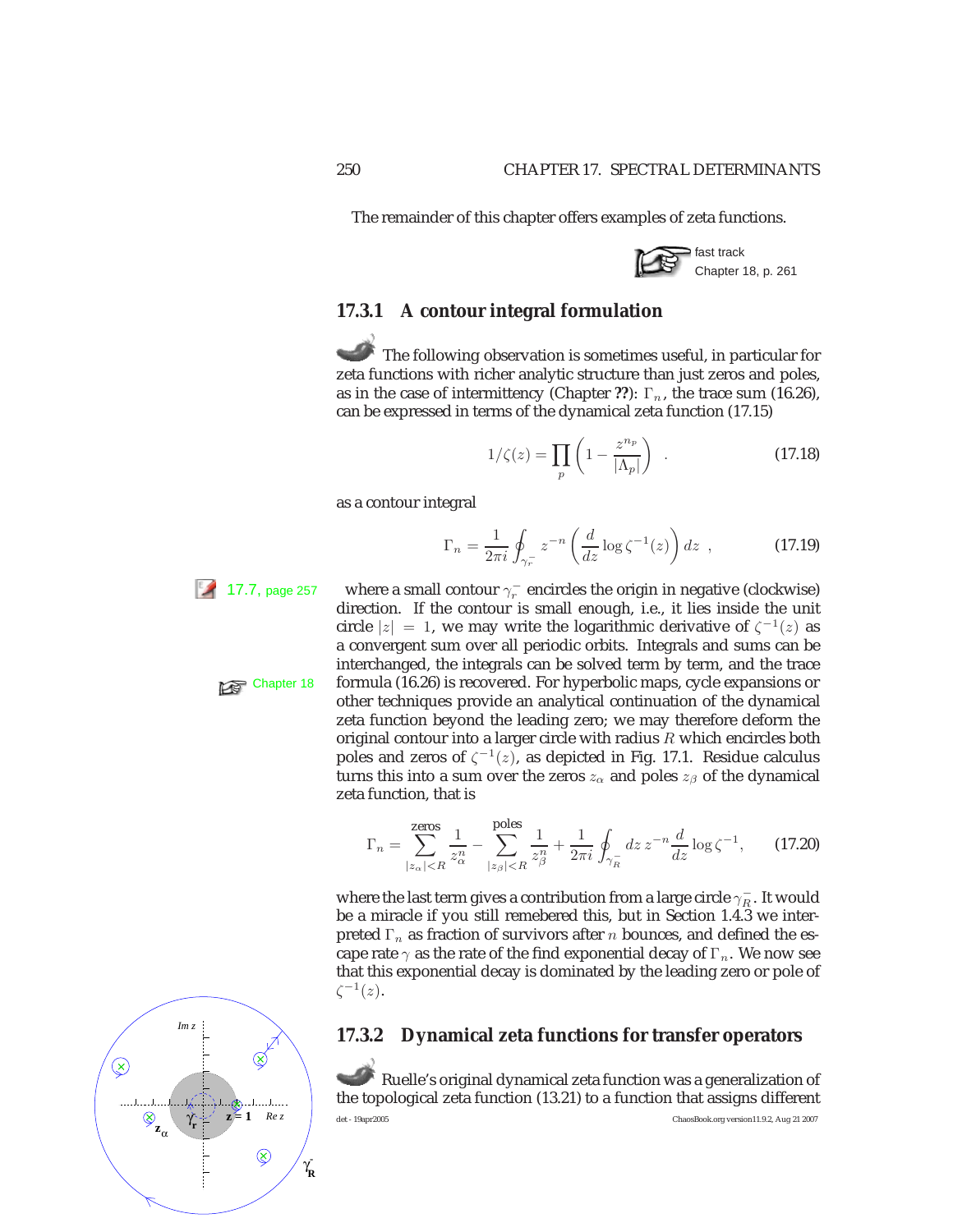The remainder of this chapter offers examples of zeta functions.

fast track
Chapter 18, p. 261

### 17.3.1 A contour integral formulation

The following observation is sometimes useful, in particular for zeta functions with richer analytic structure than just zeros and poles, as in the case of intermittency (Chapter **??**): $\Gamma_n$, the trace sum (16.26), can be expressed in terms of the dynamical zeta function (17.15)

$$1/\zeta(z) = \prod_p \left(1 - \frac{z^{n_p}}{|\Lambda_p|}\right) \quad . \tag{17.18}$$

as a contour integral

$$\Gamma_n = \frac{1}{2\pi i} \oint_{\gamma_r^-} z^{-n} \left(\frac{d}{dz} \log \zeta^{-1}(z)\right) dz \ , \tag{17.19}$$

17.7, page 257

where a small contour $\gamma_r^-$ encircles the origin in negative (clockwise) direction. If the contour is small enough, i.e., it lies inside the unit circle $|z| = 1$, we may write the logarithmic derivative of $\zeta^{-1}(z)$ as a convergent sum over all periodic orbits. Integrals and sums can be interchanged, the integrals can be solved term by term, and the trace formula (16.26) is recovered. For hyperbolic maps, cycle expansions or other techniques provide an analytical continuation of the dynamical zeta function beyond the leading zero; we may therefore deform the original contour into a larger circle with radius $R$ which encircles both poles and zeros of $\zeta^{-1}(z)$, as depicted in Fig. 17.1. Residue calculus turns this into a sum over the zeros $z_\alpha$ and poles $z_\beta$ of the dynamical zeta function, that is

Chapter 18

$$\Gamma_n = \sum_{|z_\alpha|<R}^{\text{zeros}} \frac{1}{z_\alpha^n} - \sum_{|z_\beta|<R}^{\text{poles}} \frac{1}{z_\beta^n} + \frac{1}{2\pi i} \oint_{\gamma_R^-} dz\, z^{-n} \frac{d}{dz} \log \zeta^{-1}, \tag{17.20}$$

where the last term gives a contribution from a large circle $\gamma_R^-$. It would be a miracle if you still remebered this, but in Section 1.4.3 we interpreted $\Gamma_n$ as fraction of survivors after $n$ bounces, and defined the escape rate $\gamma$ as the rate of the find exponential decay of $\Gamma_n$. We now see that this exponential decay is dominated by the leading zero or pole of $\zeta^{-1}(z)$.

### 17.3.2 Dynamical zeta functions for transfer operators

Ruelle's original dynamical zeta function was a generalization of the topological zeta function (13.21) to a function that assigns different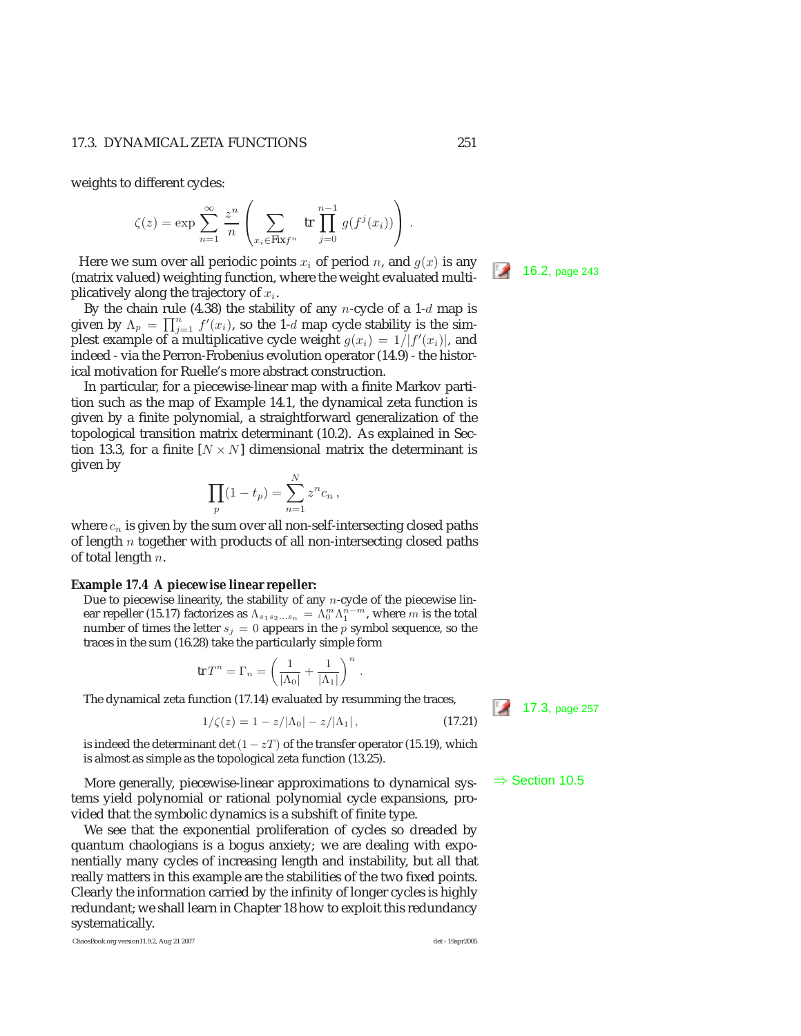weights to different cycles:

$$\zeta(z) = \exp \sum_{n=1}^{\infty} \frac{z^n}{n} \left( \sum_{x_i \in \text{Fix} f^n} \text{tr} \prod_{j=0}^{n-1} g(f^j(x_i)) \right) .$$

Here we sum over all periodic points $x_i$ of period $n$, and $g(x)$ is any (matrix valued) weighting function, where the weight evaluated multiplicatively along the trajectory of $x_i$.

16.2, page 243

By the chain rule (4.38) the stability of any $n$-cycle of a 1-$d$ map is given by $\Lambda_p = \prod_{j=1}^{n} f'(x_i)$, so the 1-$d$ map cycle stability is the simplest example of a multiplicative cycle weight $g(x_i) = 1/|f'(x_i)|$, and indeed - via the Perron-Frobenius evolution operator (14.9) - the historical motivation for Ruelle's more abstract construction.

In particular, for a piecewise-linear map with a finite Markov partition such as the map of Example 14.1, the dynamical zeta function is given by a finite polynomial, a straightforward generalization of the topological transition matrix determinant (10.2). As explained in Section 13.3, for a finite $[N \times N]$ dimensional matrix the determinant is given by

$$\prod_p (1 - t_p) = \sum_{n=1}^{N} z^n c_n ,$$

where $c_n$ is given by the sum over all non-self-intersecting closed paths of length $n$ together with products of all non-intersecting closed paths of total length $n$.

**Example 17.4 A piecewise linear repeller:**

Due to piecewise linearity, the stability of any $n$-cycle of the piecewise linear repeller (15.17) factorizes as $\Lambda_{s_1 s_2 \ldots s_n} = \Lambda_0^m \Lambda_1^{n-m}$, where $m$ is the total number of times the letter $s_j = 0$ appears in the $p$ symbol sequence, so the traces in the sum (16.28) take the particularly simple form

$$\text{tr}\, T^n = \Gamma_n = \left( \frac{1}{|\Lambda_0|} + \frac{1}{|\Lambda_1|} \right)^n .$$

The dynamical zeta function (17.14) evaluated by resumming the traces,

17.3, page 257

$$1/\zeta(z) = 1 - z/|\Lambda_0| - z/|\Lambda_1| , \tag{17.21}$$

is indeed the determinant $\det(1 - zT)$ of the transfer operator (15.19), which is almost as simple as the topological zeta function (13.25).

⇒ Section 10.5

More generally, piecewise-linear approximations to dynamical systems yield polynomial or rational polynomial cycle expansions, provided that the symbolic dynamics is a subshift of finite type.

We see that the exponential proliferation of cycles so dreaded by quantum chaologians is a bogus anxiety; we are dealing with exponentially many cycles of increasing length and instability, but all that really matters in this example are the stabilities of the two fixed points. Clearly the information carried by the infinity of longer cycles is highly redundant; we shall learn in Chapter 18 how to exploit this redundancy systematically.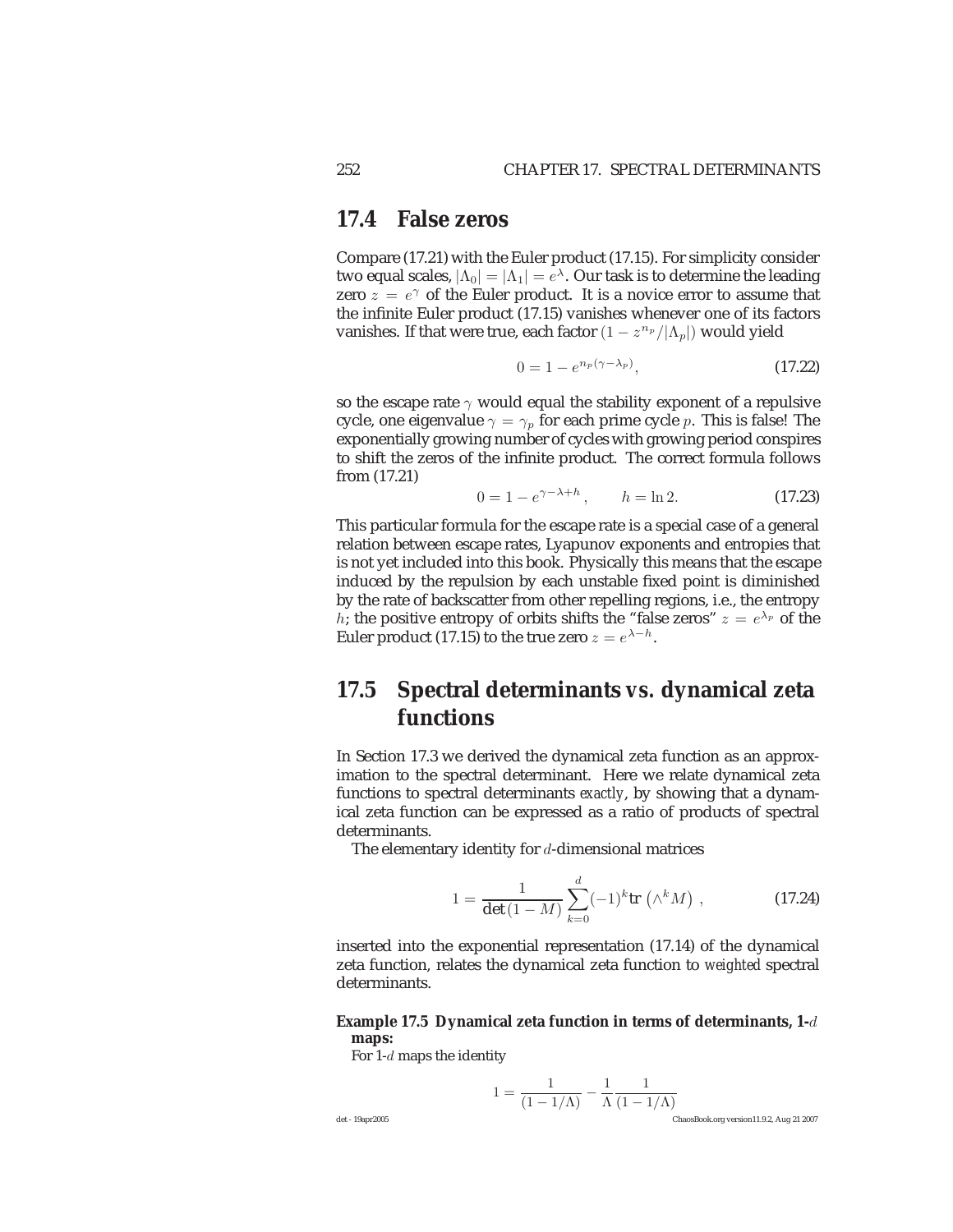## 17.4 False zeros

Compare (17.21) with the Euler product (17.15). For simplicity consider two equal scales, $|\Lambda_0| = |\Lambda_1| = e^{\lambda}$. Our task is to determine the leading zero $z = e^{\gamma}$ of the Euler product. It is a novice error to assume that the infinite Euler product (17.15) vanishes whenever one of its factors vanishes. If that were true, each factor $(1 - z^{n_p}/|\Lambda_p|)$ would yield

$$0 = 1 - e^{n_p(\gamma - \lambda_p)}, \tag{17.22}$$

so the escape rate $\gamma$ would equal the stability exponent of a repulsive cycle, one eigenvalue $\gamma = \gamma_p$ for each prime cycle $p$. This is false! The exponentially growing number of cycles with growing period conspires to shift the zeros of the infinite product. The correct formula follows from (17.21)

$$0 = 1 - e^{\gamma - \lambda + h}, \qquad h = \ln 2. \tag{17.23}$$

This particular formula for the escape rate is a special case of a general relation between escape rates, Lyapunov exponents and entropies that is not yet included into this book. Physically this means that the escape induced by the repulsion by each unstable fixed point is diminished by the rate of backscatter from other repelling regions, i.e., the entropy $h$; the positive entropy of orbits shifts the "false zeros" $z = e^{\lambda_p}$ of the Euler product (17.15) to the true zero $z = e^{\lambda - h}$.

## 17.5 Spectral determinants *vs.* dynamical zeta functions

In Section 17.3 we derived the dynamical zeta function as an approximation to the spectral determinant. Here we relate dynamical zeta functions to spectral determinants *exactly*, by showing that a dynamical zeta function can be expressed as a ratio of products of spectral determinants.

The elementary identity for $d$-dimensional matrices

$$1 = \frac{1}{\det(1 - M)} \sum_{k=0}^{d} (-1)^k \mathrm{tr}\left(\wedge^k M\right), \tag{17.24}$$

inserted into the exponential representation (17.14) of the dynamical zeta function, relates the dynamical zeta function to *weighted* spectral determinants.

**Example 17.5 Dynamical zeta function in terms of determinants, 1-$d$ maps:**

For 1-$d$ maps the identity

$$1 = \frac{1}{(1 - 1/\Lambda)} - \frac{1}{\Lambda} \frac{1}{(1 - 1/\Lambda)}$$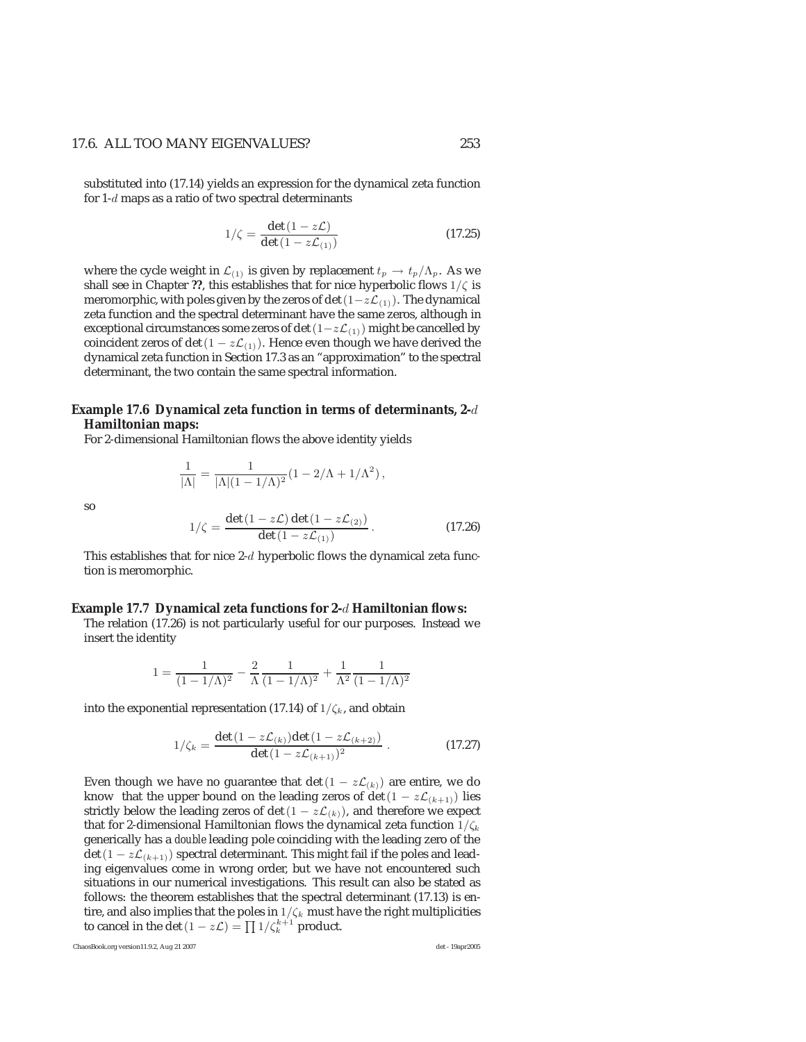substituted into (17.14) yields an expression for the dynamical zeta function for 1-$d$ maps as a ratio of two spectral determinants

$$
1/\zeta = \frac{\det(1 - z\mathcal{L})}{\det(1 - z\mathcal{L}_{(1)})} \tag{17.25}
$$

where the cycle weight in $\mathcal{L}_{(1)}$ is given by replacement $t_p \to t_p/\Lambda_p$. As we shall see in Chapter **??**, this establishes that for nice hyperbolic flows $1/\zeta$ is meromorphic, with poles given by the zeros of $\det(1-z\mathcal{L}_{(1)})$. The dynamical zeta function and the spectral determinant have the same zeros, although in exceptional circumstances some zeros of $\det(1-z\mathcal{L}_{(1)})$ might be cancelled by coincident zeros of $\det(1 - z\mathcal{L}_{(1)})$. Hence even though we have derived the dynamical zeta function in Section 17.3 as an "approximation" to the spectral determinant, the two contain the same spectral information.

**Example 17.6 Dynamical zeta function in terms of determinants, 2-$d$ Hamiltonian maps:**
For 2-dimensional Hamiltonian flows the above identity yields

$$
\frac{1}{|\Lambda|} = \frac{1}{|\Lambda|(1 - 1/\Lambda)^2}(1 - 2/\Lambda + 1/\Lambda^2)\,,
$$

so

$$
1/\zeta = \frac{\det(1 - z\mathcal{L})\det(1 - z\mathcal{L}_{(2)})}{\det(1 - z\mathcal{L}_{(1)})}\,. \tag{17.26}
$$

This establishes that for nice 2-$d$ hyperbolic flows the dynamical zeta function is meromorphic.

**Example 17.7 Dynamical zeta functions for 2-$d$ Hamiltonian flows:**
The relation (17.26) is not particularly useful for our purposes. Instead we insert the identity

$$
1 = \frac{1}{(1 - 1/\Lambda)^2} - \frac{2}{\Lambda}\frac{1}{(1 - 1/\Lambda)^2} + \frac{1}{\Lambda^2}\frac{1}{(1 - 1/\Lambda)^2}
$$

into the exponential representation (17.14) of $1/\zeta_k$, and obtain

$$
1/\zeta_k = \frac{\det(1 - z\mathcal{L}_{(k)})\det(1 - z\mathcal{L}_{(k+2)})}{\det(1 - z\mathcal{L}_{(k+1)})^2}\,. \tag{17.27}
$$

Even though we have no guarantee that $\det(1 - z\mathcal{L}_{(k)})$ are entire, we do know that the upper bound on the leading zeros of $\det(1 - z\mathcal{L}_{(k+1)})$ lies strictly below the leading zeros of $\det(1 - z\mathcal{L}_{(k)})$, and therefore we expect that for 2-dimensional Hamiltonian flows the dynamical zeta function $1/\zeta_k$ generically has a *double* leading pole coinciding with the leading zero of the $\det(1 - z\mathcal{L}_{(k+1)})$ spectral determinant. This might fail if the poles and leading eigenvalues come in wrong order, but we have not encountered such situations in our numerical investigations. This result can also be stated as follows: the theorem establishes that the spectral determinant (17.13) is entire, and also implies that the poles in $1/\zeta_k$ must have the right multiplicities to cancel in the $\det(1 - z\mathcal{L}) = \prod 1/\zeta_k^{k+1}$ product.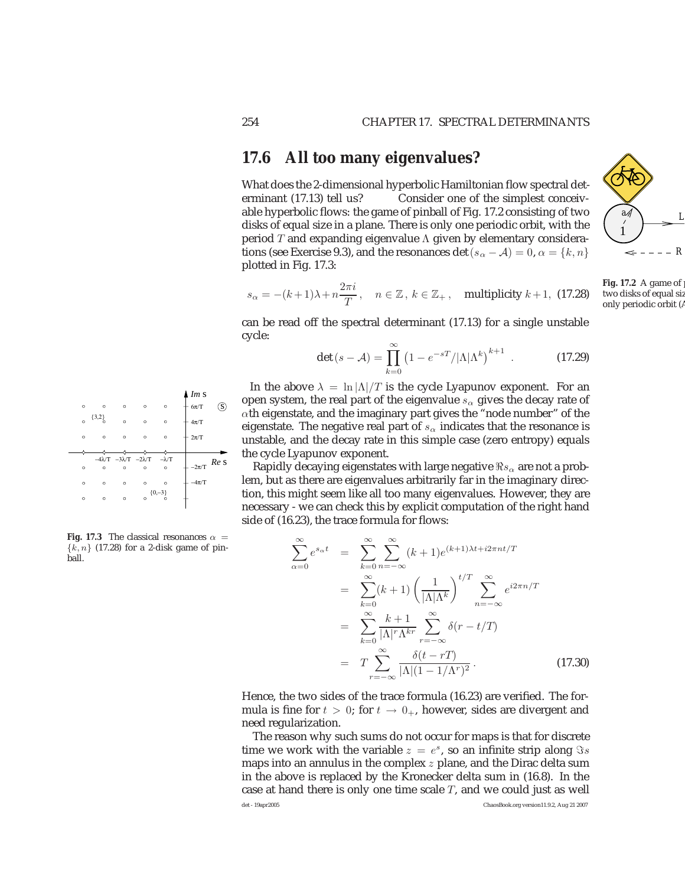## 17.6 All too many eigenvalues?

What does the 2-dimensional hyperbolic Hamiltonian flow spectral determinant (17.13) tell us? Consider one of the simplest conceivable hyperbolic flows: the game of pinball of Fig. 17.2 consisting of two disks of equal size in a plane. There is only one periodic orbit, with the period $T$ and expanding eigenvalue $\Lambda$ given by elementary considerations (see Exercise 9.3), and the resonances $\det(s_\alpha - \mathcal{A}) = 0$, $\alpha = \{k, n\}$ plotted in Fig. 17.3:

$$s_\alpha = -(k+1)\lambda + n\frac{2\pi i}{T}\,, \quad n \in \mathbb{Z}\,,\ k \in \mathbb{Z}_+\,, \quad \text{multiplicity } k+1, \tag{17.28}$$

can be read off the spectral determinant (17.13) for a single unstable cycle:

$$\det(s - \mathcal{A}) = \prod_{k=0}^{\infty}\left(1 - e^{-sT}/|\Lambda|\Lambda^k\right)^{k+1}\,. \tag{17.29}$$

In the above $\lambda = \ln|\Lambda|/T$ is the cycle Lyapunov exponent. For an open system, the real part of the eigenvalue $s_\alpha$ gives the decay rate of $\alpha$th eigenstate, and the imaginary part gives the "node number" of the eigenstate. The negative real part of $s_\alpha$ indicates that the resonance is unstable, and the decay rate in this simple case (zero entropy) equals the cycle Lyapunov exponent.

**Fig. 17.2** A game of pinball consisting of two disks of equal size in a plane, with its only periodic orbit

**Fig. 17.3** The classical resonances $\alpha = \{k, n\}$ (17.28) for a 2-disk game of pinball.

Rapidly decaying eigenstates with large negative $\Re s_\alpha$ are not a problem, but as there are eigenvalues arbitrarily far in the imaginary direction, this might seem like all too many eigenvalues. However, they are necessary - we can check this by explicit computation of the right hand side of (16.23), the trace formula for flows:

$$\begin{aligned}
\sum_{\alpha=0}^{\infty} e^{s_\alpha t} &= \sum_{k=0}^{\infty}\sum_{n=-\infty}^{\infty}(k+1)e^{(k+1)\lambda t + i2\pi n t/T} \\
&= \sum_{k=0}^{\infty}(k+1)\left(\frac{1}{|\Lambda|\Lambda^k}\right)^{t/T}\sum_{n=-\infty}^{\infty}e^{i2\pi n/T} \\
&= \sum_{k=0}^{\infty}\frac{k+1}{|\Lambda|^r\Lambda^{kr}}\sum_{r=-\infty}^{\infty}\delta(r - t/T) \\
&= T\sum_{r=-\infty}^{\infty}\frac{\delta(t - rT)}{|\Lambda|(1 - 1/\Lambda^r)^2}\,.
\end{aligned} \tag{17.30}$$

Hence, the two sides of the trace formula (16.23) are verified. The formula is fine for $t > 0$; for $t \to 0_+$, however, sides are divergent and need regularization.

The reason why such sums do not occur for maps is that for discrete time we work with the variable $z = e^s$, so an infinite strip along $\Im s$ maps into an annulus in the complex $z$ plane, and the Dirac delta sum in the above is replaced by the Kronecker delta sum in (16.8). In the case at hand there is only one time scale $T$, and we could just as well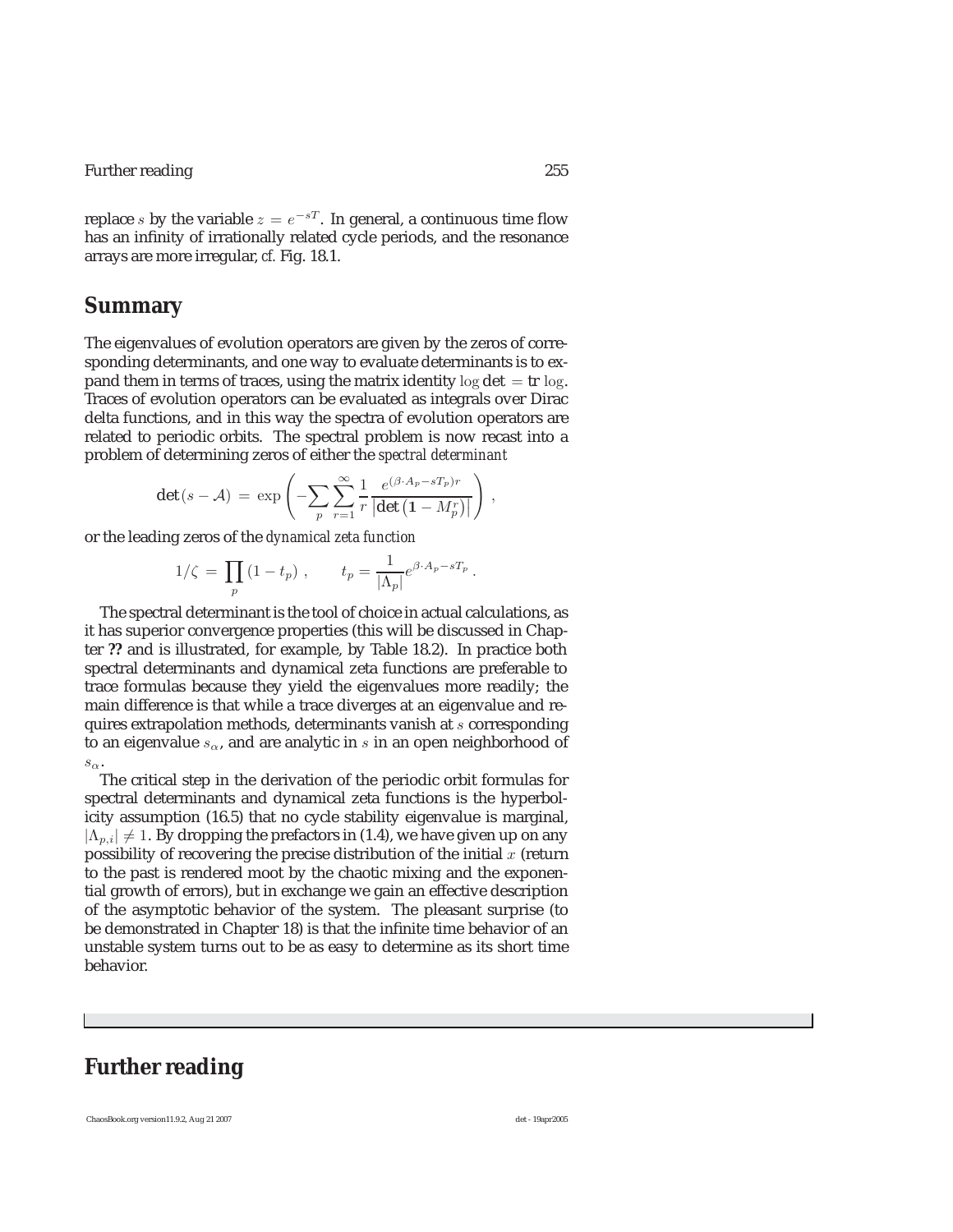replace $s$ by the variable $z = e^{-sT}$. In general, a continuous time flow has an infinity of irrationally related cycle periods, and the resonance arrays are more irregular, *cf.* Fig. 18.1.

## Summary

The eigenvalues of evolution operators are given by the zeros of corresponding determinants, and one way to evaluate determinants is to expand them in terms of traces, using the matrix identity $\log \det = \mathrm{tr} \log$. Traces of evolution operators can be evaluated as integrals over Dirac delta functions, and in this way the spectra of evolution operators are related to periodic orbits. The spectral problem is now recast into a problem of determining zeros of either the *spectral determinant*

$$\det(s - \mathcal{A}) = \exp\left( -\sum_p \sum_{r=1}^{\infty} \frac{1}{r} \frac{e^{(\beta \cdot A_p - sT_p)r}}{\left|\det\left(\mathbf{1} - M_p^r\right)\right|} \right),$$

or the leading zeros of the *dynamical zeta function*

$$1/\zeta = \prod_p (1 - t_p), \qquad t_p = \frac{1}{|\Lambda_p|} e^{\beta \cdot A_p - sT_p}.$$

The spectral determinant is the tool of choice in actual calculations, as it has superior convergence properties (this will be discussed in Chapter **??** and is illustrated, for example, by Table 18.2). In practice both spectral determinants and dynamical zeta functions are preferable to trace formulas because they yield the eigenvalues more readily; the main difference is that while a trace diverges at an eigenvalue and requires extrapolation methods, determinants vanish at $s$ corresponding to an eigenvalue $s_\alpha$, and are analytic in $s$ in an open neighborhood of $s_\alpha$.

The critical step in the derivation of the periodic orbit formulas for spectral determinants and dynamical zeta functions is the hyperbolicity assumption (16.5) that no cycle stability eigenvalue is marginal, $|\Lambda_{p,i}| \neq 1$. By dropping the prefactors in (1.4), we have given up on any possibility of recovering the precise distribution of the initial $x$ (return to the past is rendered moot by the chaotic mixing and the exponential growth of errors), but in exchange we gain an effective description of the asymptotic behavior of the system. The pleasant surprise (to be demonstrated in Chapter 18) is that the infinite time behavior of an unstable system turns out to be as easy to determine as its short time behavior.

## Further reading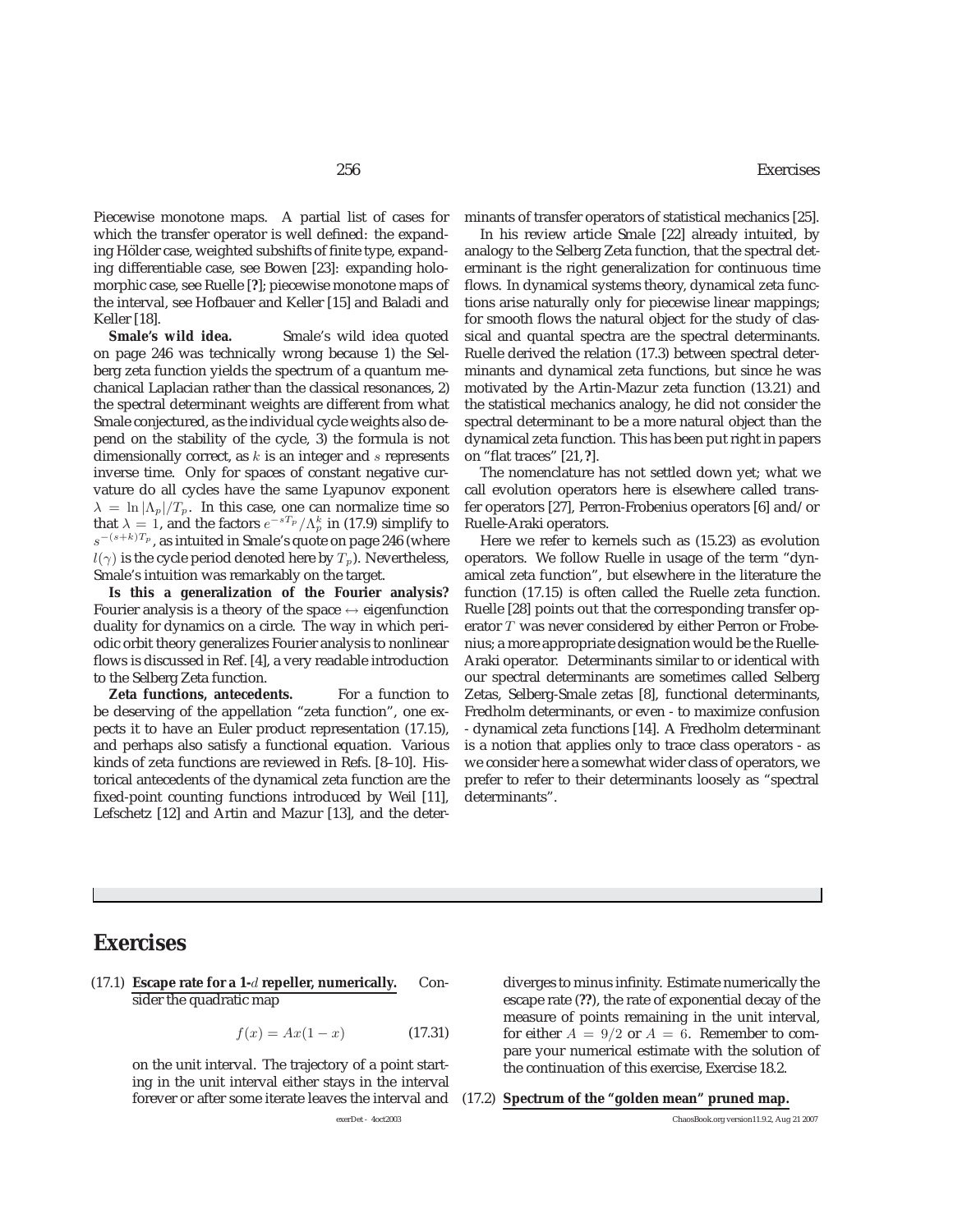Piecewise monotone maps. A partial list of cases for which the transfer operator is well defined: the expanding Hölder case, weighted subshifts of finite type, expanding differentiable case, see Bowen [23]: expanding holomorphic case, see Ruelle [?]; piecewise monotone maps of the interval, see Hofbauer and Keller [15] and Baladi and Keller [18].

**Smale's wild idea.** Smale's wild idea quoted on page 246 was technically wrong because 1) the Selberg zeta function yields the spectrum of a quantum mechanical Laplacian rather than the classical resonances, 2) the spectral determinant weights are different from what Smale conjectured, as the individual cycle weights also depend on the stability of the cycle, 3) the formula is not dimensionally correct, as $k$ is an integer and $s$ represents inverse time. Only for spaces of constant negative curvature do all cycles have the same Lyapunov exponent $\lambda = \ln|\Lambda_p|/T_p$. In this case, one can normalize time so that $\lambda = 1$, and the factors $e^{-sT_p}/\Lambda_p^k$ in (17.9) simplify to $s^{-(s+k)T_p}$, as intuited in Smale's quote on page 246 (where $l(\gamma)$ is the cycle period denoted here by $T_p$). Nevertheless, Smale's intuition was remarkably on the target.

**Is this a generalization of the Fourier analysis?** Fourier analysis is a theory of the space $\leftrightarrow$ eigenfunction duality for dynamics on a circle. The way in which periodic orbit theory generalizes Fourier analysis to nonlinear flows is discussed in Ref. [4], a very readable introduction to the Selberg Zeta function.

**Zeta functions, antecedents.** For a function to be deserving of the appellation "zeta function", one expects it to have an Euler product representation (17.15), and perhaps also satisfy a functional equation. Various kinds of zeta functions are reviewed in Refs. [8–10]. Historical antecedents of the dynamical zeta function are the fixed-point counting functions introduced by Weil [11], Lefschetz [12] and Artin and Mazur [13], and the determinants of transfer operators of statistical mechanics [25].

In his review article Smale [22] already intuited, by analogy to the Selberg Zeta function, that the spectral determinant is the right generalization for continuous time flows. In dynamical systems theory, dynamical zeta functions arise naturally only for piecewise linear mappings; for smooth flows the natural object for the study of classical and quantal spectra are the spectral determinants. Ruelle derived the relation (17.3) between spectral determinants and dynamical zeta functions, but since he was motivated by the Artin-Mazur zeta function (13.21) and the statistical mechanics analogy, he did not consider the spectral determinant to be a more natural object than the dynamical zeta function. This has been put right in papers on "flat traces" [21, ?].

The nomenclature has not settled down yet; what we call evolution operators here is elsewhere called transfer operators [27], Perron-Frobenius operators [6] and/or Ruelle-Araki operators.

Here we refer to kernels such as (15.23) as evolution operators. We follow Ruelle in usage of the term "dynamical zeta function", but elsewhere in the literature the function (17.15) is often called the Ruelle zeta function. Ruelle [28] points out that the corresponding transfer operator $T$ was never considered by either Perron or Frobenius; a more appropriate designation would be the Ruelle-Araki operator. Determinants similar to or identical with our spectral determinants are sometimes called Selberg Zetas, Selberg-Smale zetas [8], functional determinants, Fredholm determinants, or even - to maximize confusion - dynamical zeta functions [14]. A Fredholm determinant is a notion that applies only to trace class operators - as we consider here a somewhat wider class of operators, we prefer to refer to their determinants loosely as "spectral determinants".

## Exercises

(17.1) **Escape rate for a 1-$d$ repeller, numerically.** Consider the quadratic map

$$f(x) = Ax(1-x) \tag{17.31}$$

on the unit interval. The trajectory of a point starting in the unit interval either stays in the interval forever or after some iterate leaves the interval and diverges to minus infinity. Estimate numerically the escape rate (**??**), the rate of exponential decay of the measure of points remaining in the unit interval, for either $A = 9/2$ or $A = 6$. Remember to compare your numerical estimate with the solution of the continuation of this exercise, Exercise 18.2.

(17.2) **Spectrum of the "golden mean" pruned map.**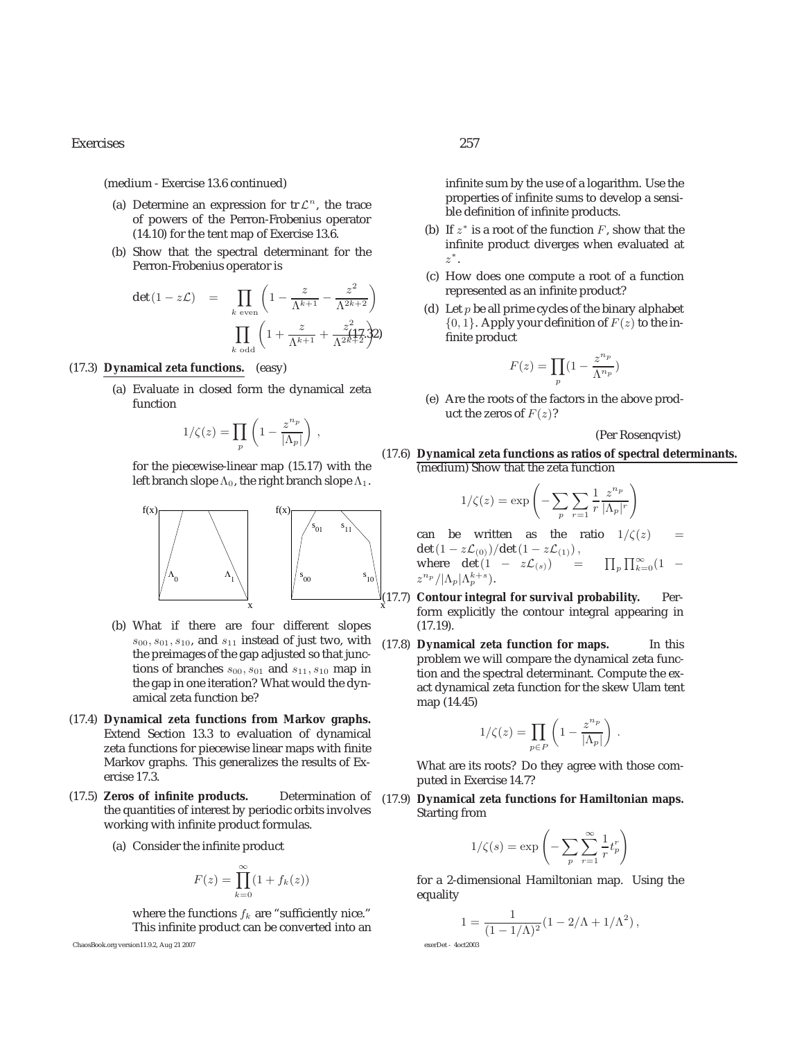(medium - Exercise 13.6 continued)

(a) Determine an expression for $\mathrm{tr}\,\mathcal{L}^n$, the trace of powers of the Perron-Frobenius operator (14.10) for the tent map of Exercise 13.6.

(b) Show that the spectral determinant for the Perron-Frobenius operator is

$$\det(1 - z\mathcal{L}) = \prod_{k \text{ even}} \left(1 - \frac{z}{\Lambda^{k+1}} - \frac{z^2}{\Lambda^{2k+2}}\right) \prod_{k \text{ odd}} \left(1 + \frac{z}{\Lambda^{k+1}} + \frac{z^2}{\Lambda^{2k+2}}\right) \tag{17.32}$$

(17.3) **Dynamical zeta functions.** (easy)

(a) Evaluate in closed form the dynamical zeta function

$$1/\zeta(z) = \prod_p \left(1 - \frac{z^{n_p}}{|\Lambda_p|}\right),$$

for the piecewise-linear map (15.17) with the left branch slope $\Lambda_0$, the right branch slope $\Lambda_1$.

(b) What if there are four different slopes $s_{00}, s_{01}, s_{10}$, and $s_{11}$ instead of just two, with the preimages of the gap adjusted so that junctions of branches $s_{00}, s_{01}$ and $s_{11}, s_{10}$ map in the gap in one iteration? What would the dynamical zeta function be?

(17.4) **Dynamical zeta functions from Markov graphs.** Extend Section 13.3 to evaluation of dynamical zeta functions for piecewise linear maps with finite Markov graphs. This generalizes the results of Exercise 17.3.

(17.5) **Zeros of infinite products.** Determination of the quantities of interest by periodic orbits involves working with infinite product formulas.

(a) Consider the infinite product

$$F(z) = \prod_{k=0}^{\infty}(1 + f_k(z))$$

where the functions $f_k$ are "sufficiently nice." This infinite product can be converted into an infinite sum by the use of a logarithm. Use the properties of infinite sums to develop a sensible definition of infinite products.

(b) If $z^*$ is a root of the function $F$, show that the infinite product diverges when evaluated at $z^*$.

(c) How does one compute a root of a function represented as an infinite product?

(d) Let $p$ be all prime cycles of the binary alphabet $\{0, 1\}$. Apply your definition of $F(z)$ to the infinite product

$$F(z) = \prod_p (1 - \frac{z^{n_p}}{\Lambda^{n_p}})$$

(e) Are the roots of the factors in the above product the zeros of $F(z)$?

(Per Rosenqvist)

(17.6) **Dynamical zeta functions as ratios of spectral determinants.** (medium) Show that the zeta function

$$1/\zeta(z) = \exp\left(-\sum_p \sum_{r=1} \frac{1}{r} \frac{z^{n_p}}{|\Lambda_p|^r}\right)$$

can be written as the ratio $1/\zeta(z) = \det(1 - z\mathcal{L}_{(0)})/\det(1 - z\mathcal{L}_{(1)})$, where $\det(1 - z\mathcal{L}_{(s)}) = \prod_p \prod_{k=0}^{\infty}(1 - z^{n_p}/|\Lambda_p|\Lambda_p^{k+s})$.

(17.7) **Contour integral for survival probability.** Perform explicitly the contour integral appearing in (17.19).

(17.8) **Dynamical zeta function for maps.** In this problem we will compare the dynamical zeta function and the spectral determinant. Compute the exact dynamical zeta function for the skew Ulam tent map (14.45)

$$1/\zeta(z) = \prod_{p \in P}\left(1 - \frac{z^{n_p}}{|\Lambda_p|}\right).$$

What are its roots? Do they agree with those computed in Exercise 14.7?

(17.9) **Dynamical zeta functions for Hamiltonian maps.** Starting from

$$1/\zeta(s) = \exp\left(-\sum_p \sum_{r=1}^{\infty} \frac{1}{r} t_p^r\right)$$

for a 2-dimensional Hamiltonian map. Using the equality

$$1 = \frac{1}{(1 - 1/\Lambda)^2}(1 - 2/\Lambda + 1/\Lambda^2),$$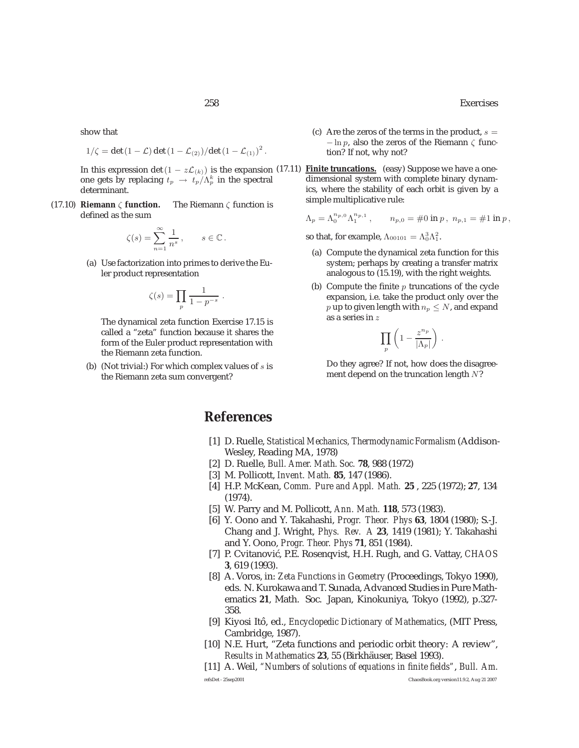show that

$$1/\zeta = \det(1-\mathcal{L})\det(1-\mathcal{L}_{(2)})/\det(1-\mathcal{L}_{(1)})^2 .$$

In this expression $\det(1 - z\mathcal{L}_{(k)})$ is the expansion one gets by replacing $t_p \to t_p/\Lambda_p^k$ in the spectral determinant.

(17.10) **Riemann $\zeta$ function.** The Riemann $\zeta$ function is defined as the sum

$$\zeta(s) = \sum_{n=1}^{\infty} \frac{1}{n^s} , \qquad s \in \mathbb{C} .$$

(a) Use factorization into primes to derive the Euler product representation

$$\zeta(s) = \prod_p \frac{1}{1-p^{-s}} .$$

The dynamical zeta function Exercise 17.15 is called a "zeta" function because it shares the form of the Euler product representation with the Riemann zeta function.

(b) (Not trivial:) For which complex values of $s$ is the Riemann zeta sum convergent?

(c) Are the zeros of the terms in the product, $s = -\ln p$, also the zeros of the Riemann $\zeta$ function? If not, why not?

(17.11) **Finite truncations.** (easy) Suppose we have a one-dimensional system with complete binary dynamics, where the stability of each orbit is given by a simple multiplicative rule:

$$\Lambda_p = \Lambda_0^{n_{p,0}} \Lambda_1^{n_{p,1}} , \qquad n_{p,0} = \#0 \text{ in } p\, ,\ n_{p,1} = \#1 \text{ in } p\, ,$$

so that, for example, $\Lambda_{00101} = \Lambda_0^3 \Lambda_1^2$.

(a) Compute the dynamical zeta function for this system; perhaps by creating a transfer matrix analogous to (15.19), with the right weights.

(b) Compute the finite $p$ truncations of the cycle expansion, i.e. take the product only over the $p$ up to given length with $n_p \le N$, and expand as a series in $z$

$$\prod_p \left( 1 - \frac{z^{n_p}}{|\Lambda_p|} \right) .$$

Do they agree? If not, how does the disagreement depend on the truncation length $N$?

## References

[1] D. Ruelle, *Statistical Mechanics, Thermodynamic Formalism* (Addison-Wesley, Reading MA, 1978)

[2] D. Ruelle, *Bull. Amer. Math. Soc.* **78**, 988 (1972)

[3] M. Pollicott, *Invent. Math.* **85**, 147 (1986).

[4] H.P. McKean, *Comm. Pure and Appl. Math.* **25** , 225 (1972); **27**, 134 (1974).

[5] W. Parry and M. Pollicott, *Ann. Math.* **118**, 573 (1983).

[6] Y. Oono and Y. Takahashi, *Progr. Theor. Phys* **63**, 1804 (1980); S.-J. Chang and J. Wright, *Phys. Rev. A* **23**, 1419 (1981); Y. Takahashi and Y. Oono, *Progr. Theor. Phys* **71**, 851 (1984).

[7] P. Cvitanović, P.E. Rosenqvist, H.H. Rugh, and G. Vattay, *CHAOS* **3**, 619 (1993).

[8] A. Voros, in: *Zeta Functions in Geometry* (Proceedings, Tokyo 1990), eds. N. Kurokawa and T. Sunada, Advanced Studies in Pure Mathematics **21**, Math. Soc. Japan, Kinokuniya, Tokyo (1992), p.327-358.

[9] Kiyosi Itô, ed., *Encyclopedic Dictionary of Mathematics*, (MIT Press, Cambridge, 1987).

[10] N.E. Hurt, "Zeta functions and periodic orbit theory: A review", *Results in Mathematics* **23**, 55 (Birkhäuser, Basel 1993).

[11] A. Weil, *"Numbers of solutions of equations in finite fields"*, *Bull. Am.*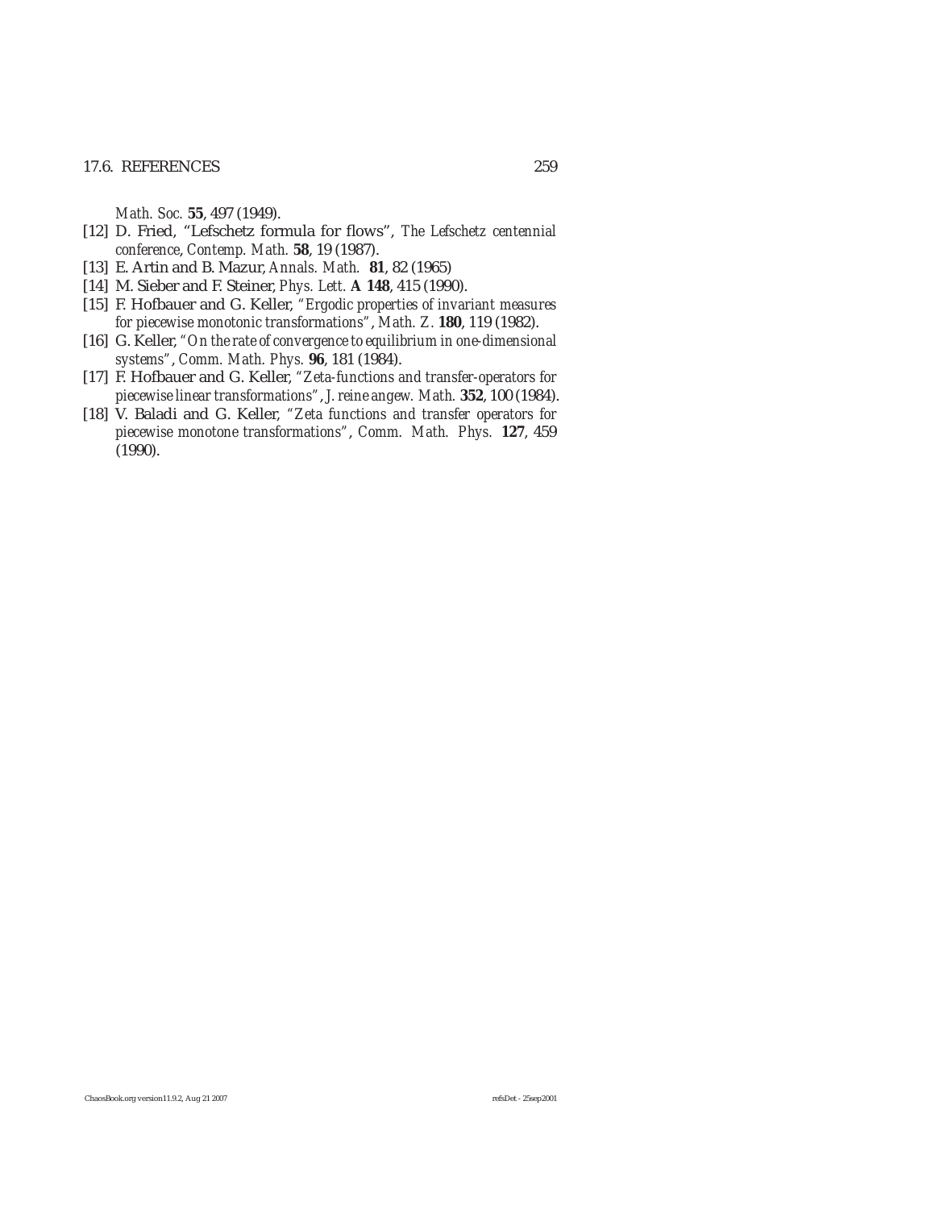*Math. Soc.* **55**, 497 (1949).

[12] D. Fried, "Lefschetz formula for flows", *The Lefschetz centennial conference, Contemp. Math.* **58**, 19 (1987).

[13] E. Artin and B. Mazur, *Annals. Math.* **81**, 82 (1965)

[14] M. Sieber and F. Steiner, *Phys. Lett.* **A 148**, 415 (1990).

[15] F. Hofbauer and G. Keller, *"Ergodic properties of invariant measures for piecewise monotonic transformations", Math. Z.* **180**, 119 (1982).

[16] G. Keller, *"On the rate of convergence to equilibrium in one-dimensional systems", Comm. Math. Phys.* **96**, 181 (1984).

[17] F. Hofbauer and G. Keller, *"Zeta-functions and transfer-operators for piecewise linear transformations", J. reine angew. Math.* **352**, 100 (1984).

[18] V. Baladi and G. Keller, *"Zeta functions and transfer operators for piecewise monotone transformations", Comm. Math. Phys.* **127**, 459 (1990).